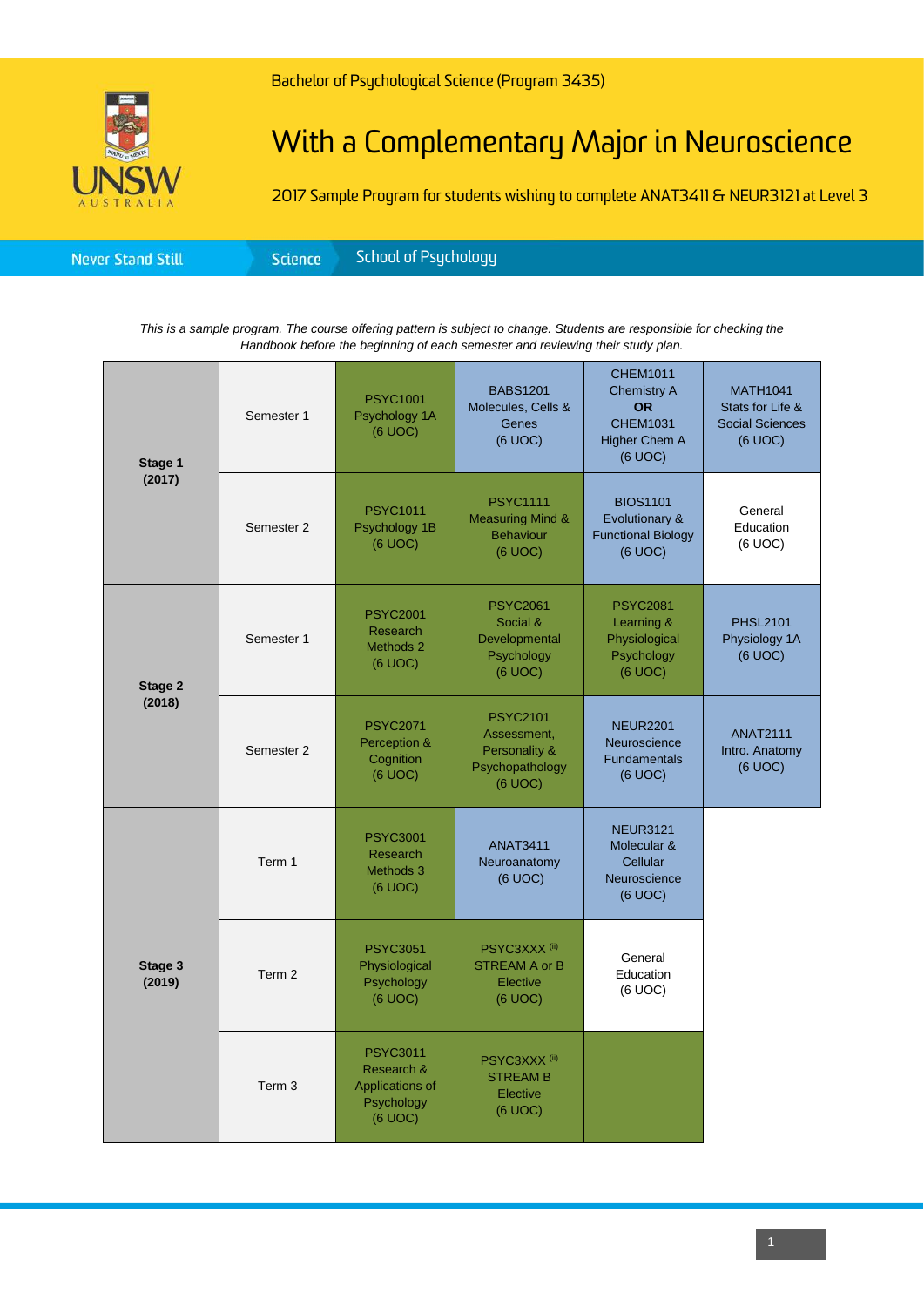Bachelor of Psychological Science (Program 3435)

# With a Complementary Major in Neuroscience

2017 Sample Program for students wishing to complete ANAT3411 & NEUR3121 at Level 3

Never Stand Still | Science | School of Psychology

*This is a sample program. The course offering pattern is subject to change. Students are responsible for checking the Handbook before the beginning of each semester and reviewing their study plan.*

| Stage | Period | Course 1 | Course 2 | Course 3 | Course 4 |
|---|---|---|---|---|---|
| **Stage 1 (2017)** | Semester 1 | PSYC1001 Psychology 1A (6 UOC) | BABS1201 Molecules, Cells & Genes (6 UOC) | CHEM1011 Chemistry A **OR** CHEM1031 Higher Chem A (6 UOC) | MATH1041 Stats for Life & Social Sciences (6 UOC) |
| | Semester 2 | PSYC1011 Psychology 1B (6 UOC) | PSYC1111 Measuring Mind & Behaviour (6 UOC) | BIOS1101 Evolutionary & Functional Biology (6 UOC) | General Education (6 UOC) |
| **Stage 2 (2018)** | Semester 1 | PSYC2001 Research Methods 2 (6 UOC) | PSYC2061 Social & Developmental Psychology (6 UOC) | PSYC2081 Learning & Physiological Psychology (6 UOC) | PHSL2101 Physiology 1A (6 UOC) |
| | Semester 2 | PSYC2071 Perception & Cognition (6 UOC) | PSYC2101 Assessment, Personality & Psychopathology (6 UOC) | NEUR2201 Neuroscience Fundamentals (6 UOC) | ANAT2111 Intro. Anatomy (6 UOC) |
| **Stage 3 (2019)** | Term 1 | PSYC3001 Research Methods 3 (6 UOC) | ANAT3411 Neuroanatomy (6 UOC) | NEUR3121 Molecular & Cellular Neuroscience (6 UOC) | |
| | Term 2 | PSYC3051 Physiological Psychology (6 UOC) | PSYC3XXX (ii) STREAM A or B Elective (6 UOC) | General Education (6 UOC) | |
| | Term 3 | PSYC3011 Research & Applications of Psychology (6 UOC) | PSYC3XXX (ii) STREAM B Elective (6 UOC) | | |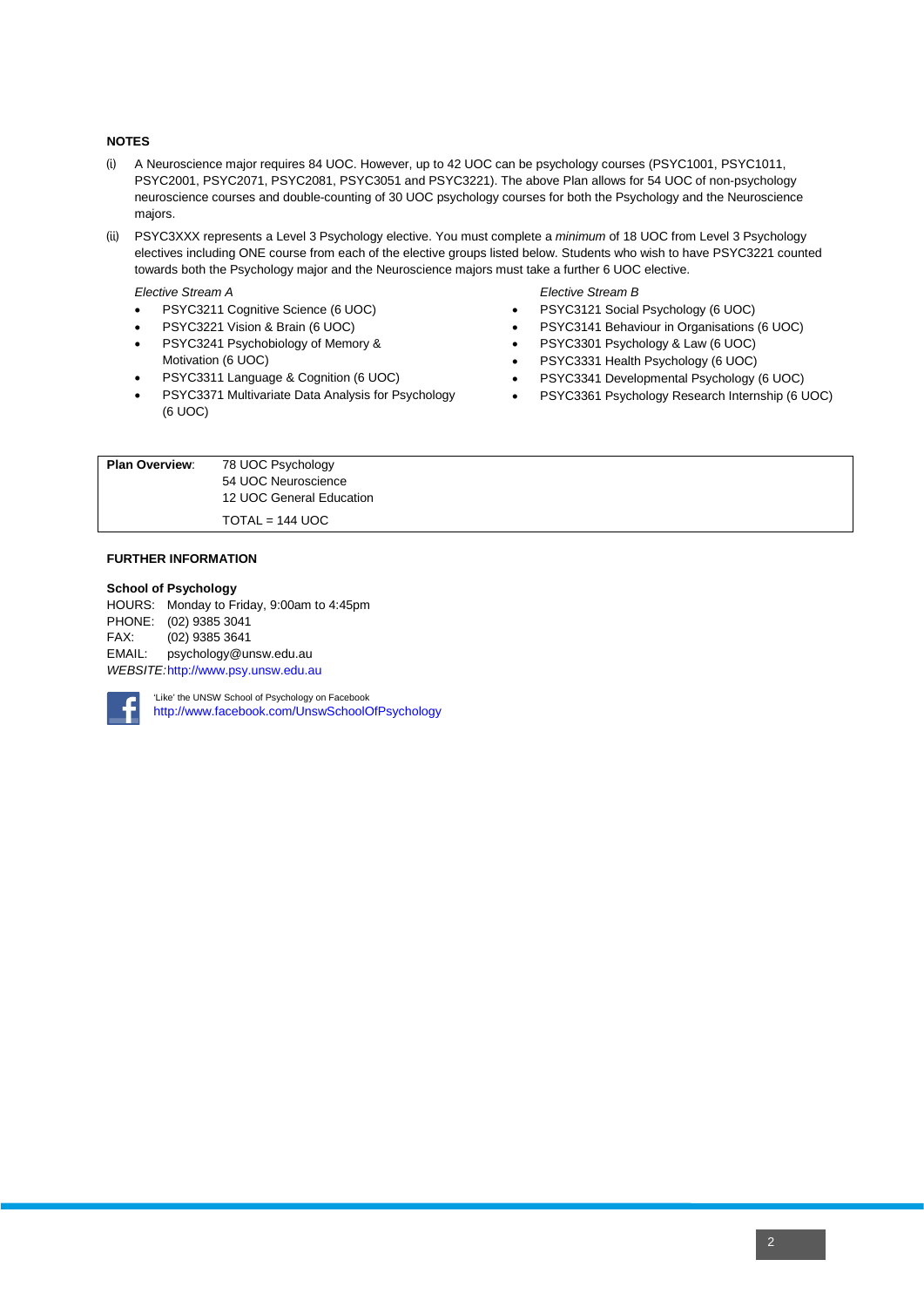**NOTES**

(i) A Neuroscience major requires 84 UOC. However, up to 42 UOC can be psychology courses (PSYC1001, PSYC1011, PSYC2001, PSYC2071, PSYC2081, PSYC3051 and PSYC3221). The above Plan allows for 54 UOC of non-psychology neuroscience courses and double-counting of 30 UOC psychology courses for both the Psychology and the Neuroscience majors.

(ii) PSYC3XXX represents a Level 3 Psychology elective. You must complete a *minimum* of 18 UOC from Level 3 Psychology electives including ONE course from each of the elective groups listed below. Students who wish to have PSYC3221 counted towards both the Psychology major and the Neuroscience majors must take a further 6 UOC elective.

*Elective Stream A*

- PSYC3211 Cognitive Science (6 UOC)
- PSYC3221 Vision & Brain (6 UOC)
- PSYC3241 Psychobiology of Memory & Motivation (6 UOC)
- PSYC3311 Language & Cognition (6 UOC)
- PSYC3371 Multivariate Data Analysis for Psychology (6 UOC)

*Elective Stream B*

- PSYC3121 Social Psychology (6 UOC)
- PSYC3141 Behaviour in Organisations (6 UOC)
- PSYC3301 Psychology & Law (6 UOC)
- PSYC3331 Health Psychology (6 UOC)
- PSYC3341 Developmental Psychology (6 UOC)
- PSYC3361 Psychology Research Internship (6 UOC)

| | |
|---|---|
| **Plan Overview**: | 78 UOC Psychology<br>54 UOC Neuroscience<br>12 UOC General Education<br>TOTAL = 144 UOC |

**FURTHER INFORMATION**

**School of Psychology**

HOURS: Monday to Friday, 9:00am to 4:45pm
PHONE: (02) 9385 3041
FAX: (02) 9385 3641
EMAIL: psychology@unsw.edu.au
*WEBSITE:* http://www.psy.unsw.edu.au

'Like' the UNSW School of Psychology on Facebook
http://www.facebook.com/UnswSchoolOfPsychology